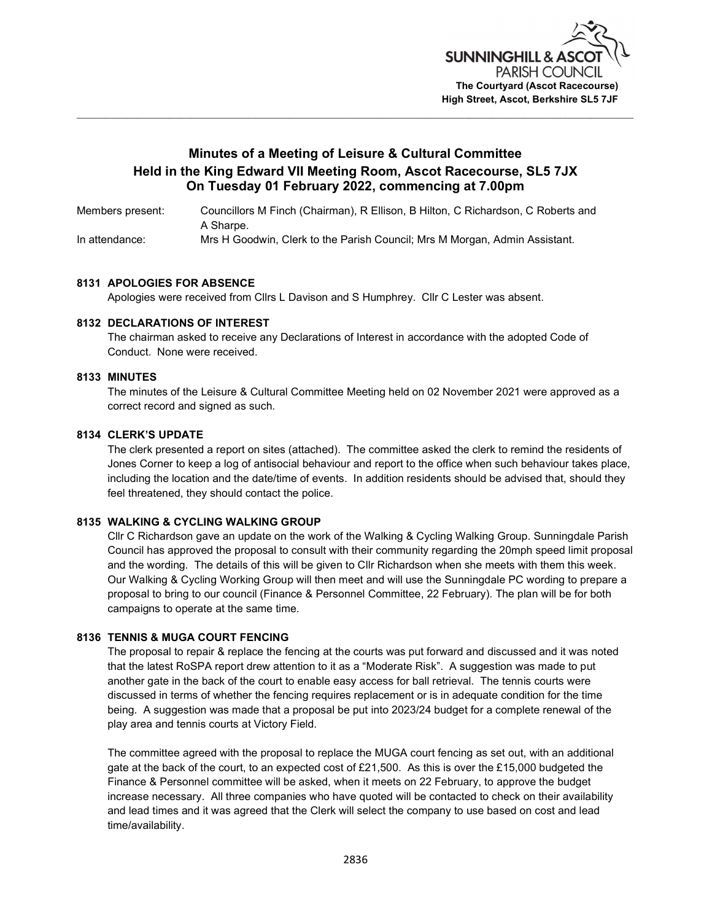SUNNINGHILL & ASCOT PARISH COUNCIL
**The Courtyard (Ascot Racecourse)**
**High Street, Ascot, Berkshire SL5 7JF**

---

# Minutes of a Meeting of Leisure & Cultural Committee
## Held in the King Edward VII Meeting Room, Ascot Racecourse, SL5 7JX
## On Tuesday 01 February 2022, commencing at 7.00pm

Members present: Councillors M Finch (Chairman), R Ellison, B Hilton, C Richardson, C Roberts and A Sharpe.

In attendance: Mrs H Goodwin, Clerk to the Parish Council; Mrs M Morgan, Admin Assistant.

### 8131 APOLOGIES FOR ABSENCE

Apologies were received from Cllrs L Davison and S Humphrey. Cllr C Lester was absent.

### 8132 DECLARATIONS OF INTEREST

The chairman asked to receive any Declarations of Interest in accordance with the adopted Code of Conduct. None were received.

### 8133 MINUTES

The minutes of the Leisure & Cultural Committee Meeting held on 02 November 2021 were approved as a correct record and signed as such.

### 8134 CLERK'S UPDATE

The clerk presented a report on sites (attached). The committee asked the clerk to remind the residents of Jones Corner to keep a log of antisocial behaviour and report to the office when such behaviour takes place, including the location and the date/time of events. In addition residents should be advised that, should they feel threatened, they should contact the police.

### 8135 WALKING & CYCLING WALKING GROUP

Cllr C Richardson gave an update on the work of the Walking & Cycling Walking Group. Sunningdale Parish Council has approved the proposal to consult with their community regarding the 20mph speed limit proposal and the wording. The details of this will be given to Cllr Richardson when she meets with them this week. Our Walking & Cycling Working Group will then meet and will use the Sunningdale PC wording to prepare a proposal to bring to our council (Finance & Personnel Committee, 22 February). The plan will be for both campaigns to operate at the same time.

### 8136 TENNIS & MUGA COURT FENCING

The proposal to repair & replace the fencing at the courts was put forward and discussed and it was noted that the latest RoSPA report drew attention to it as a "Moderate Risk". A suggestion was made to put another gate in the back of the court to enable easy access for ball retrieval. The tennis courts were discussed in terms of whether the fencing requires replacement or is in adequate condition for the time being. A suggestion was made that a proposal be put into 2023/24 budget for a complete renewal of the play area and tennis courts at Victory Field.

The committee agreed with the proposal to replace the MUGA court fencing as set out, with an additional gate at the back of the court, to an expected cost of £21,500. As this is over the £15,000 budgeted the Finance & Personnel committee will be asked, when it meets on 22 February, to approve the budget increase necessary. All three companies who have quoted will be contacted to check on their availability and lead times and it was agreed that the Clerk will select the company to use based on cost and lead time/availability.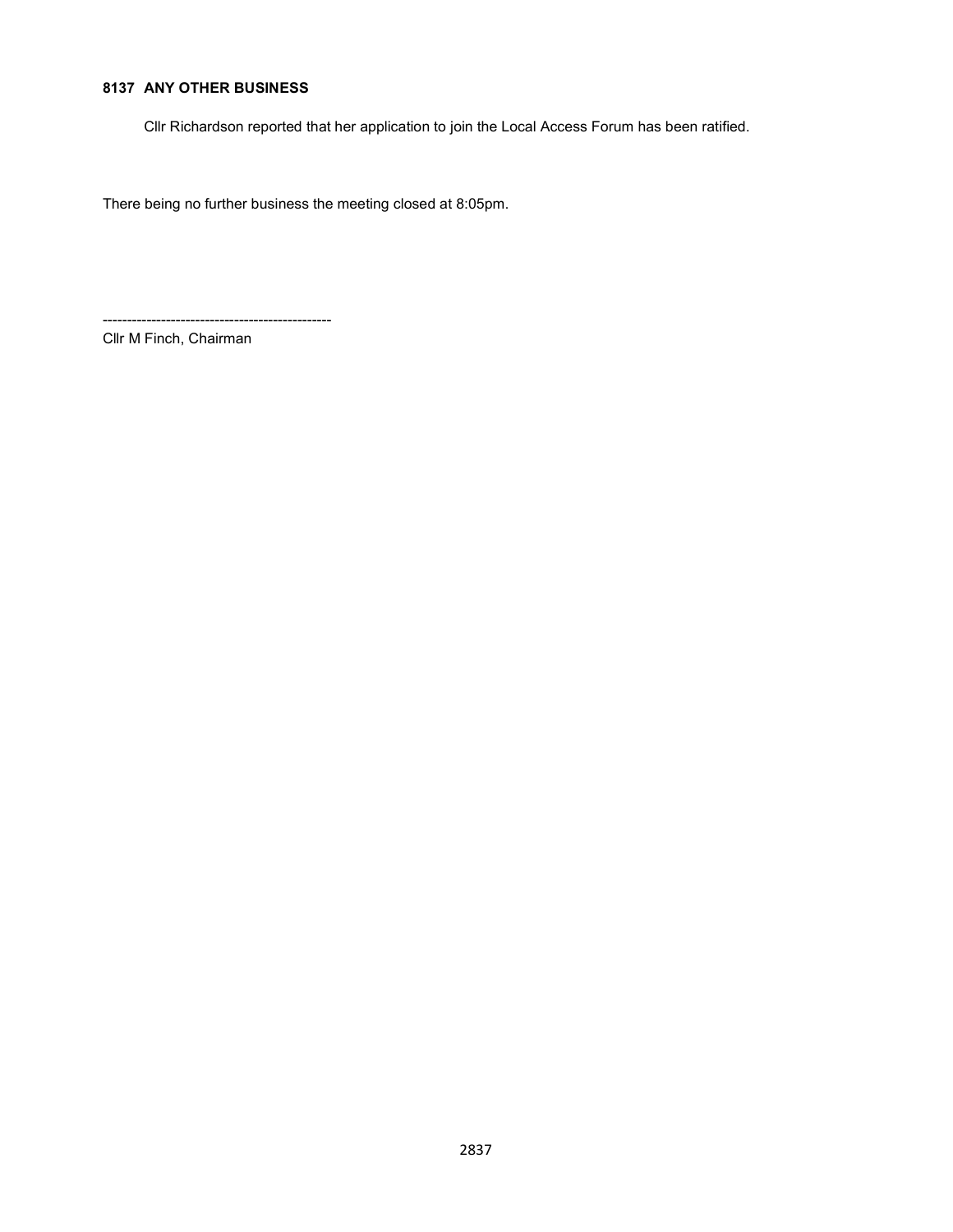**8137 ANY OTHER BUSINESS**

Cllr Richardson reported that her application to join the Local Access Forum has been ratified.

There being no further business the meeting closed at 8:05pm.

-----------------------------------------------
Cllr M Finch, Chairman